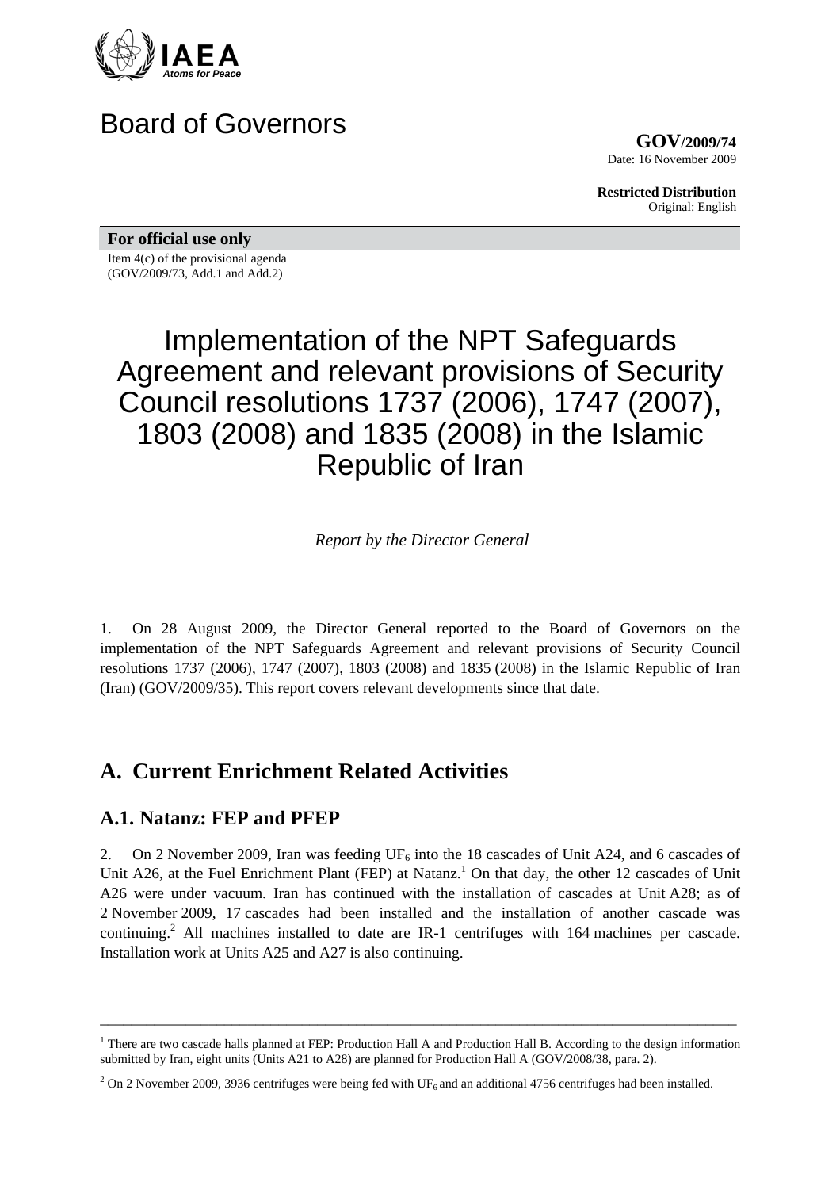IAEA

*Atoms for Peace*

# Board of Governors

**GOV/2009/74**
Date: 16 November 2009

**Restricted Distribution**
Original: English

**For official use only**

Item 4(c) of the provisional agenda
(GOV/2009/73, Add.1 and Add.2)

# Implementation of the NPT Safeguards Agreement and relevant provisions of Security Council resolutions 1737 (2006), 1747 (2007), 1803 (2008) and 1835 (2008) in the Islamic Republic of Iran

*Report by the Director General*

1. On 28 August 2009, the Director General reported to the Board of Governors on the implementation of the NPT Safeguards Agreement and relevant provisions of Security Council resolutions 1737 (2006), 1747 (2007), 1803 (2008) and 1835 (2008) in the Islamic Republic of Iran (Iran) (GOV/2009/35). This report covers relevant developments since that date.

## A. Current Enrichment Related Activities

### A.1. Natanz: FEP and PFEP

2. On 2 November 2009, Iran was feeding $UF_6$ into the 18 cascades of Unit A24, and 6 cascades of Unit A26, at the Fuel Enrichment Plant (FEP) at Natanz.[1] On that day, the other 12 cascades of Unit A26 were under vacuum. Iran has continued with the installation of cascades at Unit A28; as of 2 November 2009, 17 cascades had been installed and the installation of another cascade was continuing.[2] All machines installed to date are IR-1 centrifuges with 164 machines per cascade. Installation work at Units A25 and A27 is also continuing.

---

[1] There are two cascade halls planned at FEP: Production Hall A and Production Hall B. According to the design information submitted by Iran, eight units (Units A21 to A28) are planned for Production Hall A (GOV/2008/38, para. 2).

[2] On 2 November 2009, 3936 centrifuges were being fed with $UF_6$ and an additional 4756 centrifuges had been installed.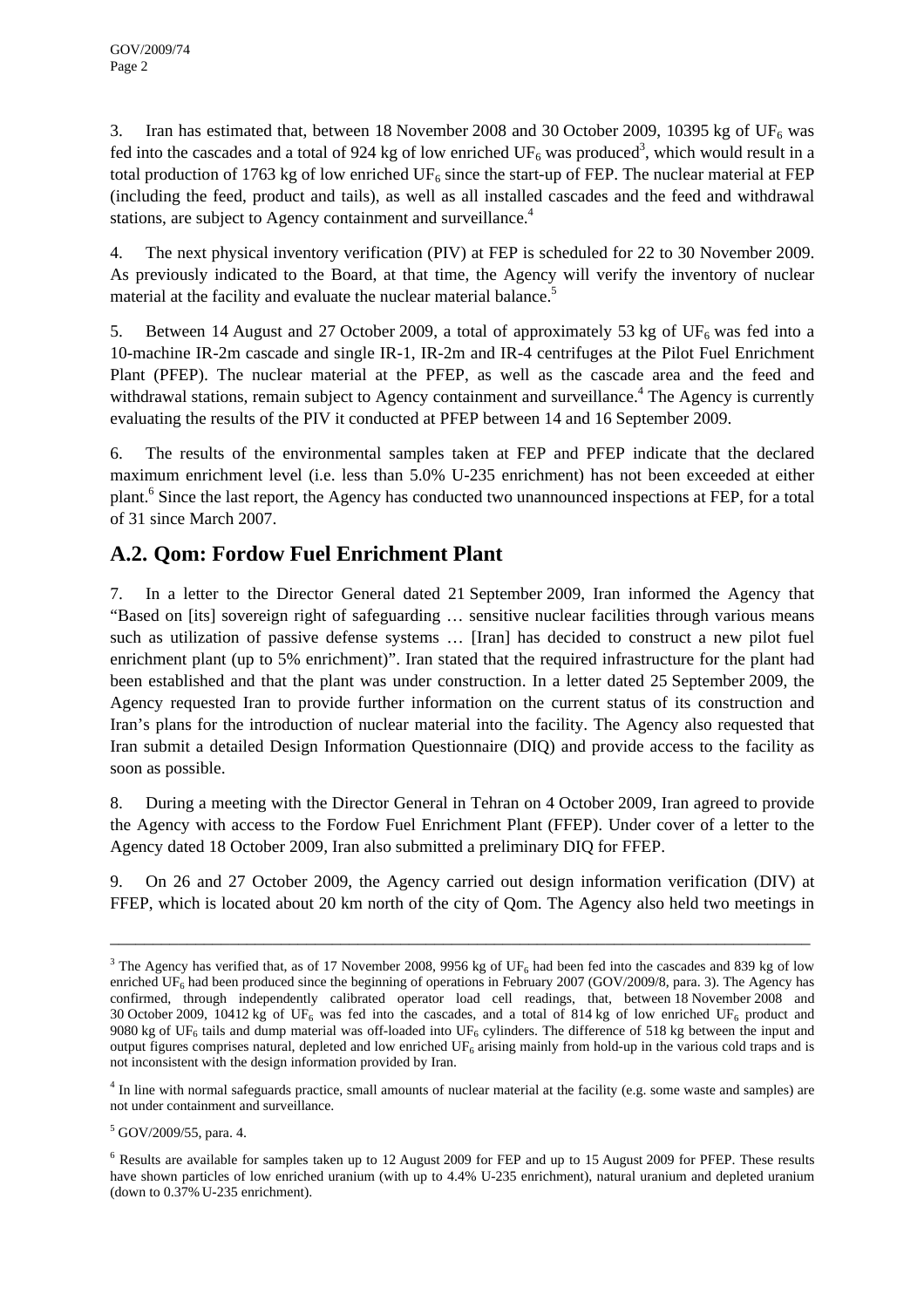3. Iran has estimated that, between 18 November 2008 and 30 October 2009, 10395 kg of $UF_6$ was fed into the cascades and a total of 924 kg of low enriched $UF_6$ was produced[3], which would result in a total production of 1763 kg of low enriched $UF_6$ since the start-up of FEP. The nuclear material at FEP (including the feed, product and tails), as well as all installed cascades and the feed and withdrawal stations, are subject to Agency containment and surveillance.[4]

4. The next physical inventory verification (PIV) at FEP is scheduled for 22 to 30 November 2009. As previously indicated to the Board, at that time, the Agency will verify the inventory of nuclear material at the facility and evaluate the nuclear material balance.[5]

5. Between 14 August and 27 October 2009, a total of approximately 53 kg of $UF_6$ was fed into a 10-machine IR-2m cascade and single IR-1, IR-2m and IR-4 centrifuges at the Pilot Fuel Enrichment Plant (PFEP). The nuclear material at the PFEP, as well as the cascade area and the feed and withdrawal stations, remain subject to Agency containment and surveillance.[4] The Agency is currently evaluating the results of the PIV it conducted at PFEP between 14 and 16 September 2009.

6. The results of the environmental samples taken at FEP and PFEP indicate that the declared maximum enrichment level (i.e. less than 5.0% U-235 enrichment) has not been exceeded at either plant.[6] Since the last report, the Agency has conducted two unannounced inspections at FEP, for a total of 31 since March 2007.

## A.2. Qom: Fordow Fuel Enrichment Plant

7. In a letter to the Director General dated 21 September 2009, Iran informed the Agency that "Based on [its] sovereign right of safeguarding … sensitive nuclear facilities through various means such as utilization of passive defense systems … [Iran] has decided to construct a new pilot fuel enrichment plant (up to 5% enrichment)". Iran stated that the required infrastructure for the plant had been established and that the plant was under construction. In a letter dated 25 September 2009, the Agency requested Iran to provide further information on the current status of its construction and Iran's plans for the introduction of nuclear material into the facility. The Agency also requested that Iran submit a detailed Design Information Questionnaire (DIQ) and provide access to the facility as soon as possible.

8. During a meeting with the Director General in Tehran on 4 October 2009, Iran agreed to provide the Agency with access to the Fordow Fuel Enrichment Plant (FFEP). Under cover of a letter to the Agency dated 18 October 2009, Iran also submitted a preliminary DIQ for FFEP.

9. On 26 and 27 October 2009, the Agency carried out design information verification (DIV) at FFEP, which is located about 20 km north of the city of Qom. The Agency also held two meetings in

---

[3] The Agency has verified that, as of 17 November 2008, 9956 kg of $UF_6$ had been fed into the cascades and 839 kg of low enriched $UF_6$ had been produced since the beginning of operations in February 2007 (GOV/2009/8, para. 3). The Agency has confirmed, through independently calibrated operator load cell readings, that, between 18 November 2008 and 30 October 2009, 10412 kg of $UF_6$ was fed into the cascades, and a total of 814 kg of low enriched $UF_6$ product and 9080 kg of $UF_6$ tails and dump material was off-loaded into $UF_6$ cylinders. The difference of 518 kg between the input and output figures comprises natural, depleted and low enriched $UF_6$ arising mainly from hold-up in the various cold traps and is not inconsistent with the design information provided by Iran.

[4] In line with normal safeguards practice, small amounts of nuclear material at the facility (e.g. some waste and samples) are not under containment and surveillance.

[5] GOV/2009/55, para. 4.

[6] Results are available for samples taken up to 12 August 2009 for FEP and up to 15 August 2009 for PFEP. These results have shown particles of low enriched uranium (with up to 4.4% U-235 enrichment), natural uranium and depleted uranium (down to 0.37% U-235 enrichment).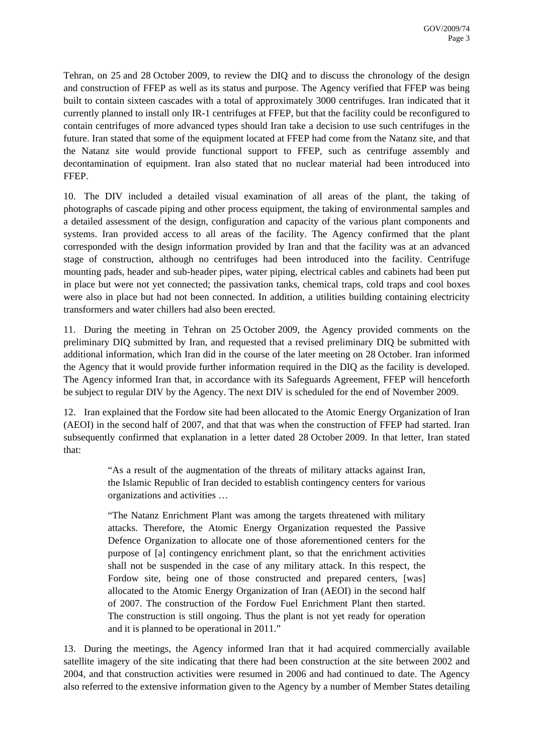Tehran, on 25 and 28 October 2009, to review the DIQ and to discuss the chronology of the design and construction of FFEP as well as its status and purpose. The Agency verified that FFEP was being built to contain sixteen cascades with a total of approximately 3000 centrifuges. Iran indicated that it currently planned to install only IR-1 centrifuges at FFEP, but that the facility could be reconfigured to contain centrifuges of more advanced types should Iran take a decision to use such centrifuges in the future. Iran stated that some of the equipment located at FFEP had come from the Natanz site, and that the Natanz site would provide functional support to FFEP, such as centrifuge assembly and decontamination of equipment. Iran also stated that no nuclear material had been introduced into FFEP.

10. The DIV included a detailed visual examination of all areas of the plant, the taking of photographs of cascade piping and other process equipment, the taking of environmental samples and a detailed assessment of the design, configuration and capacity of the various plant components and systems. Iran provided access to all areas of the facility. The Agency confirmed that the plant corresponded with the design information provided by Iran and that the facility was at an advanced stage of construction, although no centrifuges had been introduced into the facility. Centrifuge mounting pads, header and sub-header pipes, water piping, electrical cables and cabinets had been put in place but were not yet connected; the passivation tanks, chemical traps, cold traps and cool boxes were also in place but had not been connected. In addition, a utilities building containing electricity transformers and water chillers had also been erected.

11. During the meeting in Tehran on 25 October 2009, the Agency provided comments on the preliminary DIQ submitted by Iran, and requested that a revised preliminary DIQ be submitted with additional information, which Iran did in the course of the later meeting on 28 October. Iran informed the Agency that it would provide further information required in the DIQ as the facility is developed. The Agency informed Iran that, in accordance with its Safeguards Agreement, FFEP will henceforth be subject to regular DIV by the Agency. The next DIV is scheduled for the end of November 2009.

12. Iran explained that the Fordow site had been allocated to the Atomic Energy Organization of Iran (AEOI) in the second half of 2007, and that that was when the construction of FFEP had started. Iran subsequently confirmed that explanation in a letter dated 28 October 2009. In that letter, Iran stated that:

> "As a result of the augmentation of the threats of military attacks against Iran, the Islamic Republic of Iran decided to establish contingency centers for various organizations and activities …
>
> "The Natanz Enrichment Plant was among the targets threatened with military attacks. Therefore, the Atomic Energy Organization requested the Passive Defence Organization to allocate one of those aforementioned centers for the purpose of [a] contingency enrichment plant, so that the enrichment activities shall not be suspended in the case of any military attack. In this respect, the Fordow site, being one of those constructed and prepared centers, [was] allocated to the Atomic Energy Organization of Iran (AEOI) in the second half of 2007. The construction of the Fordow Fuel Enrichment Plant then started. The construction is still ongoing. Thus the plant is not yet ready for operation and it is planned to be operational in 2011."

13. During the meetings, the Agency informed Iran that it had acquired commercially available satellite imagery of the site indicating that there had been construction at the site between 2002 and 2004, and that construction activities were resumed in 2006 and had continued to date. The Agency also referred to the extensive information given to the Agency by a number of Member States detailing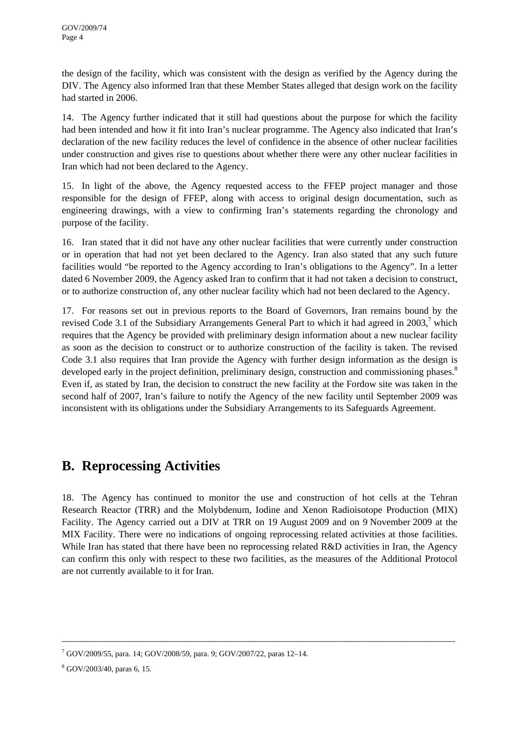the design of the facility, which was consistent with the design as verified by the Agency during the DIV. The Agency also informed Iran that these Member States alleged that design work on the facility had started in 2006.

14. The Agency further indicated that it still had questions about the purpose for which the facility had been intended and how it fit into Iran's nuclear programme. The Agency also indicated that Iran's declaration of the new facility reduces the level of confidence in the absence of other nuclear facilities under construction and gives rise to questions about whether there were any other nuclear facilities in Iran which had not been declared to the Agency.

15. In light of the above, the Agency requested access to the FFEP project manager and those responsible for the design of FFEP, along with access to original design documentation, such as engineering drawings, with a view to confirming Iran's statements regarding the chronology and purpose of the facility.

16. Iran stated that it did not have any other nuclear facilities that were currently under construction or in operation that had not yet been declared to the Agency. Iran also stated that any such future facilities would "be reported to the Agency according to Iran's obligations to the Agency". In a letter dated 6 November 2009, the Agency asked Iran to confirm that it had not taken a decision to construct, or to authorize construction of, any other nuclear facility which had not been declared to the Agency.

17. For reasons set out in previous reports to the Board of Governors, Iran remains bound by the revised Code 3.1 of the Subsidiary Arrangements General Part to which it had agreed in 2003,[7] which requires that the Agency be provided with preliminary design information about a new nuclear facility as soon as the decision to construct or to authorize construction of the facility is taken. The revised Code 3.1 also requires that Iran provide the Agency with further design information as the design is developed early in the project definition, preliminary design, construction and commissioning phases.[8] Even if, as stated by Iran, the decision to construct the new facility at the Fordow site was taken in the second half of 2007, Iran's failure to notify the Agency of the new facility until September 2009 was inconsistent with its obligations under the Subsidiary Arrangements to its Safeguards Agreement.

## B. Reprocessing Activities

18. The Agency has continued to monitor the use and construction of hot cells at the Tehran Research Reactor (TRR) and the Molybdenum, Iodine and Xenon Radioisotope Production (MIX) Facility. The Agency carried out a DIV at TRR on 19 August 2009 and on 9 November 2009 at the MIX Facility. There were no indications of ongoing reprocessing related activities at those facilities. While Iran has stated that there have been no reprocessing related R&D activities in Iran, the Agency can confirm this only with respect to these two facilities, as the measures of the Additional Protocol are not currently available to it for Iran.

---

[7] GOV/2009/55, para. 14; GOV/2008/59, para. 9; GOV/2007/22, paras 12–14.

[8] GOV/2003/40, paras 6, 15.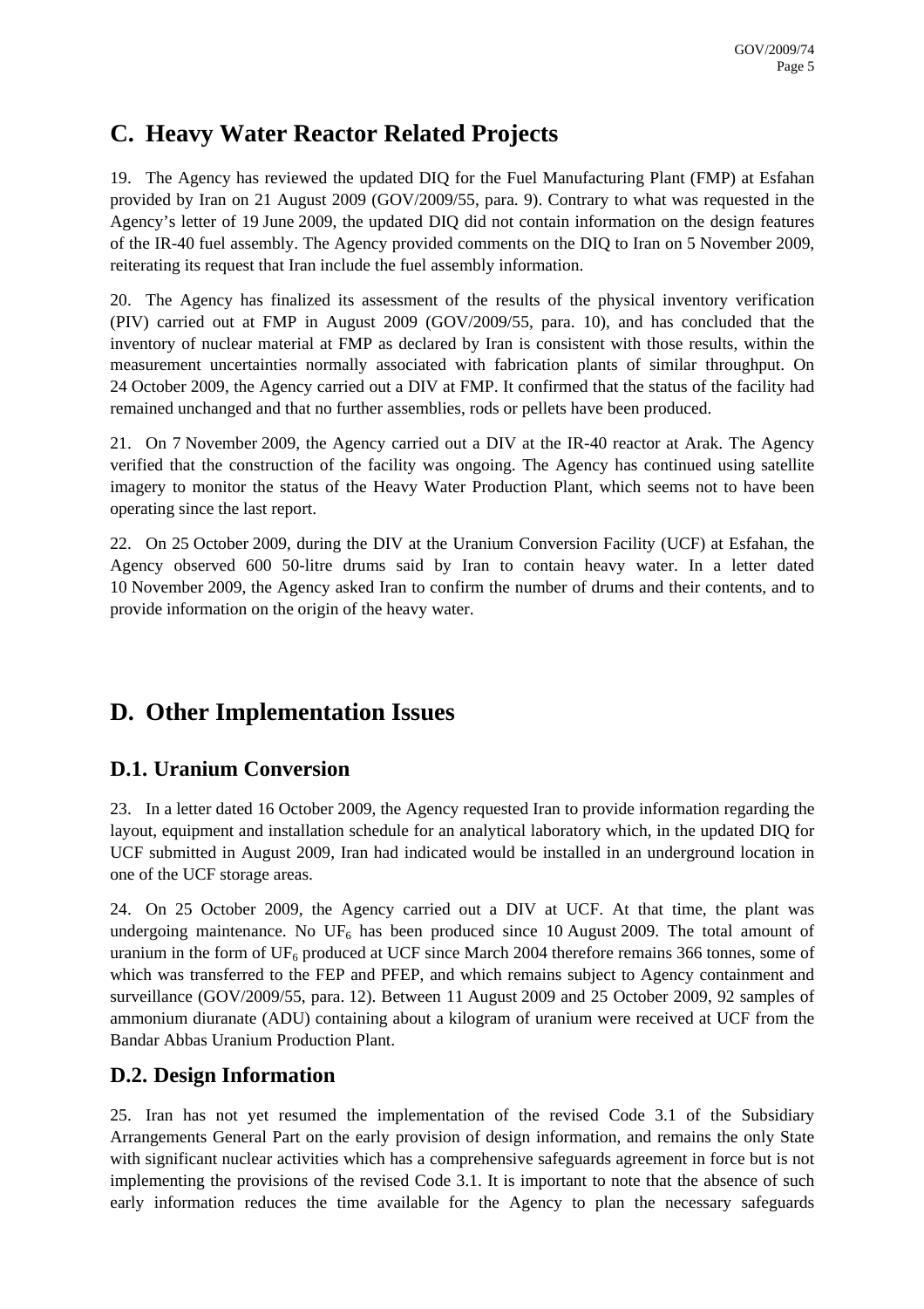## C. Heavy Water Reactor Related Projects

19. The Agency has reviewed the updated DIQ for the Fuel Manufacturing Plant (FMP) at Esfahan provided by Iran on 21 August 2009 (GOV/2009/55, para. 9). Contrary to what was requested in the Agency's letter of 19 June 2009, the updated DIQ did not contain information on the design features of the IR-40 fuel assembly. The Agency provided comments on the DIQ to Iran on 5 November 2009, reiterating its request that Iran include the fuel assembly information.

20. The Agency has finalized its assessment of the results of the physical inventory verification (PIV) carried out at FMP in August 2009 (GOV/2009/55, para. 10), and has concluded that the inventory of nuclear material at FMP as declared by Iran is consistent with those results, within the measurement uncertainties normally associated with fabrication plants of similar throughput. On 24 October 2009, the Agency carried out a DIV at FMP. It confirmed that the status of the facility had remained unchanged and that no further assemblies, rods or pellets have been produced.

21. On 7 November 2009, the Agency carried out a DIV at the IR-40 reactor at Arak. The Agency verified that the construction of the facility was ongoing. The Agency has continued using satellite imagery to monitor the status of the Heavy Water Production Plant, which seems not to have been operating since the last report.

22. On 25 October 2009, during the DIV at the Uranium Conversion Facility (UCF) at Esfahan, the Agency observed 600 50-litre drums said by Iran to contain heavy water. In a letter dated 10 November 2009, the Agency asked Iran to confirm the number of drums and their contents, and to provide information on the origin of the heavy water.

## D. Other Implementation Issues

### D.1. Uranium Conversion

23. In a letter dated 16 October 2009, the Agency requested Iran to provide information regarding the layout, equipment and installation schedule for an analytical laboratory which, in the updated DIQ for UCF submitted in August 2009, Iran had indicated would be installed in an underground location in one of the UCF storage areas.

24. On 25 October 2009, the Agency carried out a DIV at UCF. At that time, the plant was undergoing maintenance. No $UF_6$ has been produced since 10 August 2009. The total amount of uranium in the form of $UF_6$ produced at UCF since March 2004 therefore remains 366 tonnes, some of which was transferred to the FEP and PFEP, and which remains subject to Agency containment and surveillance (GOV/2009/55, para. 12). Between 11 August 2009 and 25 October 2009, 92 samples of ammonium diuranate (ADU) containing about a kilogram of uranium were received at UCF from the Bandar Abbas Uranium Production Plant.

### D.2. Design Information

25. Iran has not yet resumed the implementation of the revised Code 3.1 of the Subsidiary Arrangements General Part on the early provision of design information, and remains the only State with significant nuclear activities which has a comprehensive safeguards agreement in force but is not implementing the provisions of the revised Code 3.1. It is important to note that the absence of such early information reduces the time available for the Agency to plan the necessary safeguards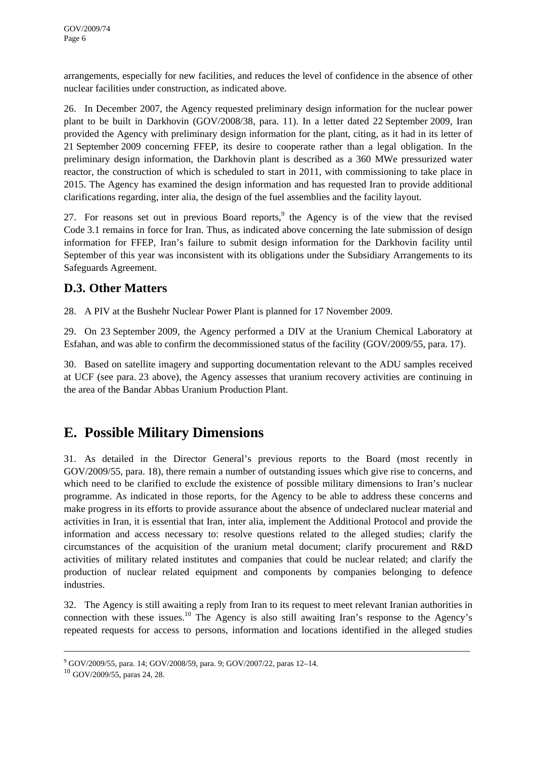arrangements, especially for new facilities, and reduces the level of confidence in the absence of other nuclear facilities under construction, as indicated above.

26. In December 2007, the Agency requested preliminary design information for the nuclear power plant to be built in Darkhovin (GOV/2008/38, para. 11). In a letter dated 22 September 2009, Iran provided the Agency with preliminary design information for the plant, citing, as it had in its letter of 21 September 2009 concerning FFEP, its desire to cooperate rather than a legal obligation. In the preliminary design information, the Darkhovin plant is described as a 360 MWe pressurized water reactor, the construction of which is scheduled to start in 2011, with commissioning to take place in 2015. The Agency has examined the design information and has requested Iran to provide additional clarifications regarding, inter alia, the design of the fuel assemblies and the facility layout.

27. For reasons set out in previous Board reports,[9] the Agency is of the view that the revised Code 3.1 remains in force for Iran. Thus, as indicated above concerning the late submission of design information for FFEP, Iran's failure to submit design information for the Darkhovin facility until September of this year was inconsistent with its obligations under the Subsidiary Arrangements to its Safeguards Agreement.

## D.3. Other Matters

28. A PIV at the Bushehr Nuclear Power Plant is planned for 17 November 2009.

29. On 23 September 2009, the Agency performed a DIV at the Uranium Chemical Laboratory at Esfahan, and was able to confirm the decommissioned status of the facility (GOV/2009/55, para. 17).

30. Based on satellite imagery and supporting documentation relevant to the ADU samples received at UCF (see para. 23 above), the Agency assesses that uranium recovery activities are continuing in the area of the Bandar Abbas Uranium Production Plant.

# E. Possible Military Dimensions

31. As detailed in the Director General's previous reports to the Board (most recently in GOV/2009/55, para. 18), there remain a number of outstanding issues which give rise to concerns, and which need to be clarified to exclude the existence of possible military dimensions to Iran's nuclear programme. As indicated in those reports, for the Agency to be able to address these concerns and make progress in its efforts to provide assurance about the absence of undeclared nuclear material and activities in Iran, it is essential that Iran, inter alia, implement the Additional Protocol and provide the information and access necessary to: resolve questions related to the alleged studies; clarify the circumstances of the acquisition of the uranium metal document; clarify procurement and R&D activities of military related institutes and companies that could be nuclear related; and clarify the production of nuclear related equipment and components by companies belonging to defence industries.

32. The Agency is still awaiting a reply from Iran to its request to meet relevant Iranian authorities in connection with these issues.[10] The Agency is also still awaiting Iran's response to the Agency's repeated requests for access to persons, information and locations identified in the alleged studies

---

[9] GOV/2009/55, para. 14; GOV/2008/59, para. 9; GOV/2007/22, paras 12–14.

[10] GOV/2009/55, paras 24, 28.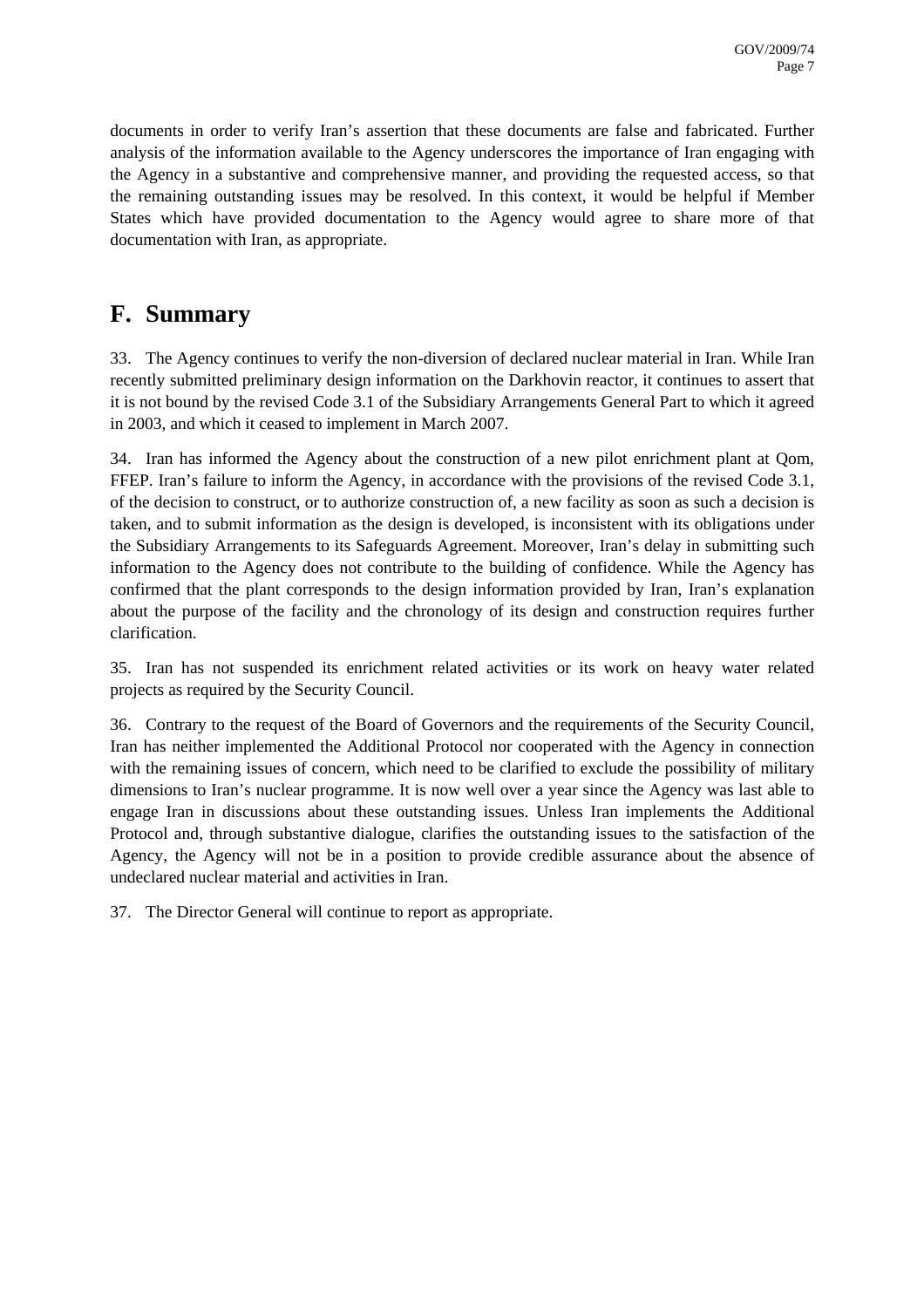documents in order to verify Iran's assertion that these documents are false and fabricated. Further analysis of the information available to the Agency underscores the importance of Iran engaging with the Agency in a substantive and comprehensive manner, and providing the requested access, so that the remaining outstanding issues may be resolved. In this context, it would be helpful if Member States which have provided documentation to the Agency would agree to share more of that documentation with Iran, as appropriate.

## F. Summary

33. The Agency continues to verify the non-diversion of declared nuclear material in Iran. While Iran recently submitted preliminary design information on the Darkhovin reactor, it continues to assert that it is not bound by the revised Code 3.1 of the Subsidiary Arrangements General Part to which it agreed in 2003, and which it ceased to implement in March 2007.

34. Iran has informed the Agency about the construction of a new pilot enrichment plant at Qom, FFEP. Iran's failure to inform the Agency, in accordance with the provisions of the revised Code 3.1, of the decision to construct, or to authorize construction of, a new facility as soon as such a decision is taken, and to submit information as the design is developed, is inconsistent with its obligations under the Subsidiary Arrangements to its Safeguards Agreement. Moreover, Iran's delay in submitting such information to the Agency does not contribute to the building of confidence. While the Agency has confirmed that the plant corresponds to the design information provided by Iran, Iran's explanation about the purpose of the facility and the chronology of its design and construction requires further clarification.

35. Iran has not suspended its enrichment related activities or its work on heavy water related projects as required by the Security Council.

36. Contrary to the request of the Board of Governors and the requirements of the Security Council, Iran has neither implemented the Additional Protocol nor cooperated with the Agency in connection with the remaining issues of concern, which need to be clarified to exclude the possibility of military dimensions to Iran's nuclear programme. It is now well over a year since the Agency was last able to engage Iran in discussions about these outstanding issues. Unless Iran implements the Additional Protocol and, through substantive dialogue, clarifies the outstanding issues to the satisfaction of the Agency, the Agency will not be in a position to provide credible assurance about the absence of undeclared nuclear material and activities in Iran.

37. The Director General will continue to report as appropriate.